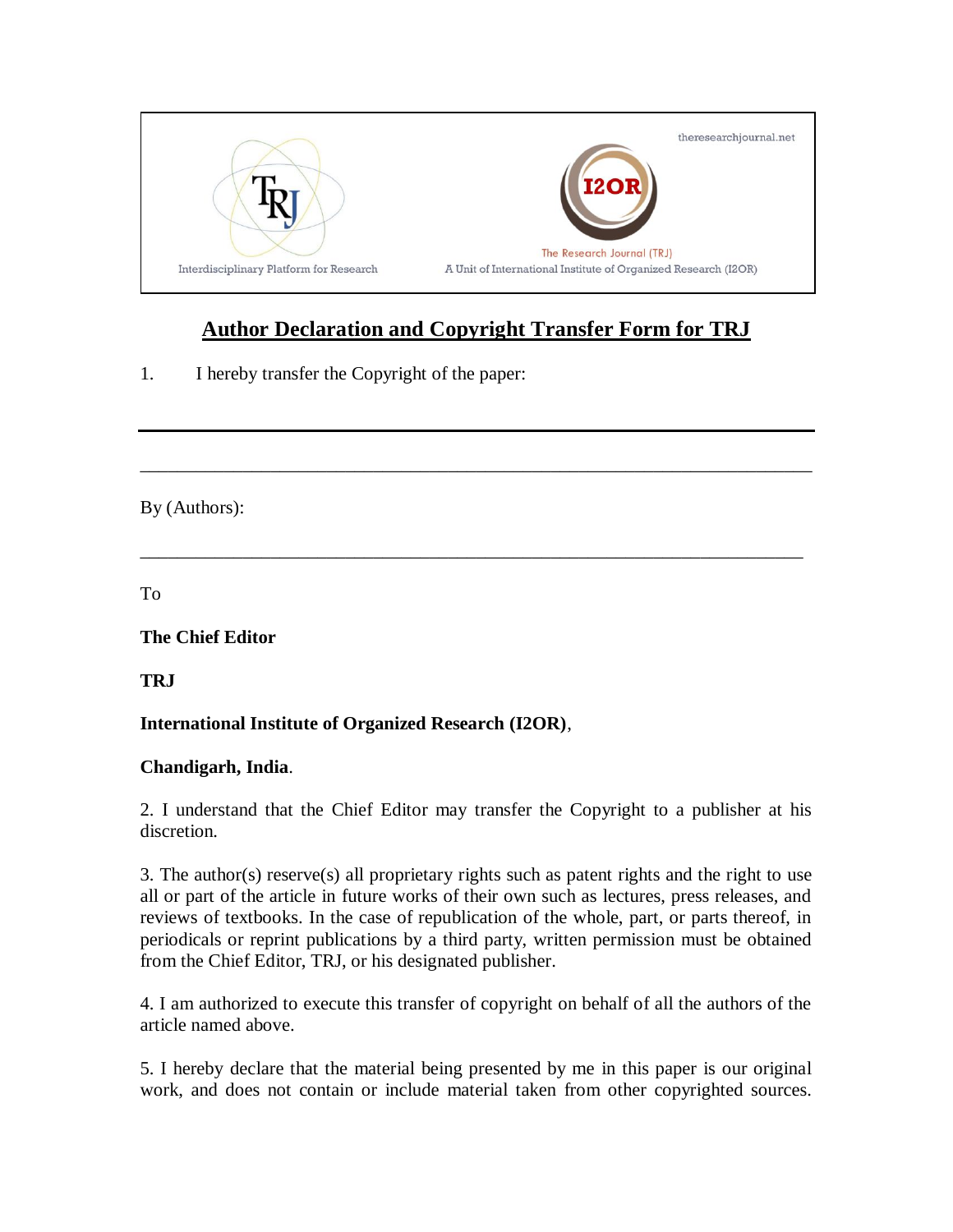theresearchjournal.net

TRJ

Interdisciplinary Platform for Research

I2OR

The Research Journal (TRJ)

A Unit of International Institute of Organized Research (I2OR)

# Author Declaration and Copyright Transfer Form for TRJ

1. I hereby transfer the Copyright of the paper:

---

______________________________________________________________________

By (Authors):

______________________________________________________________________

To

**The Chief Editor**

**TRJ**

**International Institute of Organized Research (I2OR)**,

**Chandigarh, India**.

2. I understand that the Chief Editor may transfer the Copyright to a publisher at his discretion.

3. The author(s) reserve(s) all proprietary rights such as patent rights and the right to use all or part of the article in future works of their own such as lectures, press releases, and reviews of textbooks. In the case of republication of the whole, part, or parts thereof, in periodicals or reprint publications by a third party, written permission must be obtained from the Chief Editor, TRJ, or his designated publisher.

4. I am authorized to execute this transfer of copyright on behalf of all the authors of the article named above.

5. I hereby declare that the material being presented by me in this paper is our original work, and does not contain or include material taken from other copyrighted sources.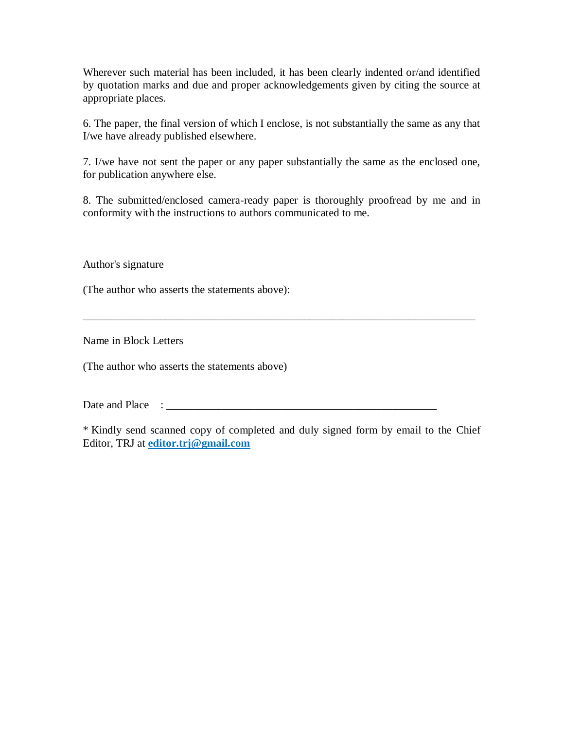Wherever such material has been included, it has been clearly indented or/and identified by quotation marks and due and proper acknowledgements given by citing the source at appropriate places.

6. The paper, the final version of which I enclose, is not substantially the same as any that I/we have already published elsewhere.

7. I/we have not sent the paper or any paper substantially the same as the enclosed one, for publication anywhere else.

8. The submitted/enclosed camera-ready paper is thoroughly proofread by me and in conformity with the instructions to authors communicated to me.

Author's signature

(The author who asserts the statements above):

_____________________________________________________________________________

Name in Block Letters

(The author who asserts the statements above)

Date and Place : ____________________________________________________

* Kindly send scanned copy of completed and duly signed form by email to the Chief Editor, TRJ at **editor.trj@gmail.com**